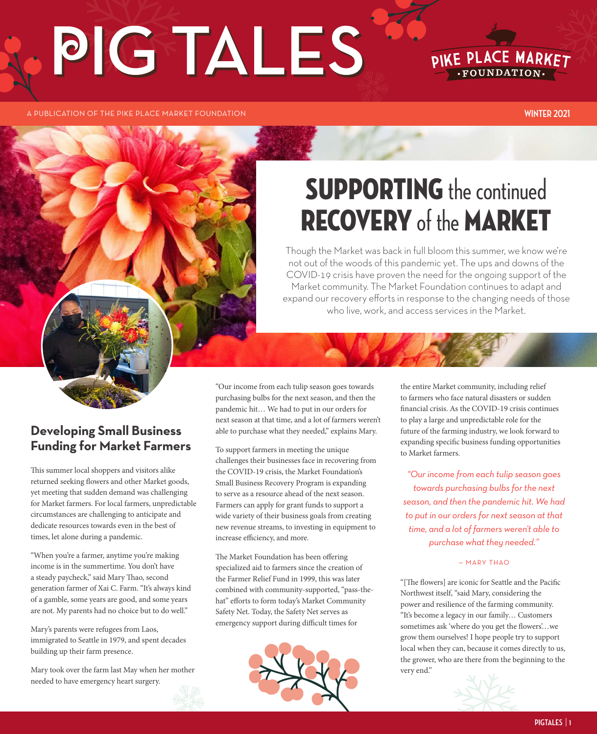# PIG TALES

PIKE PLACE MARKET FOUNDATION

A PUBLICATION OF THE PIKE PLACE MARKET FOUNDATION

WINTER 2021

# SUPPORTING the continued RECOVERY of the MARKET

Though the Market was back in full bloom this summer, we know we're not out of the woods of this pandemic yet. The ups and downs of the COVID-19 crisis have proven the need for the ongoing support of the Market community. The Market Foundation continues to adapt and expand our recovery efforts in response to the changing needs of those who live, work, and access services in the Market.

## Developing Small Business Funding for Market Farmers

This summer local shoppers and visitors alike returned seeking flowers and other Market goods, yet meeting that sudden demand was challenging for Market farmers. For local farmers, unpredictable circumstances are challenging to anticipate and dedicate resources towards even in the best of times, let alone during a pandemic.

"When you're a farmer, anytime you're making income is in the summertime. You don't have a steady paycheck," said Mary Thao, second generation farmer of Xai C. Farm. "It's always kind of a gamble, some years are good, and some years are not. My parents had no choice but to do well."

Mary's parents were refugees from Laos, immigrated to Seattle in 1979, and spent decades building up their farm presence.

Mary took over the farm last May when her mother needed to have emergency heart surgery.

"Our income from each tulip season goes towards purchasing bulbs for the next season, and then the pandemic hit… We had to put in our orders for next season at that time, and a lot of farmers weren't able to purchase what they needed," explains Mary.

To support farmers in meeting the unique challenges their businesses face in recovering from the COVID-19 crisis, the Market Foundation's Small Business Recovery Program is expanding to serve as a resource ahead of the next season. Farmers can apply for grant funds to support a wide variety of their business goals from creating new revenue streams, to investing in equipment to increase efficiency, and more.

The Market Foundation has been offering specialized aid to farmers since the creation of the Farmer Relief Fund in 1999, this was later combined with community-supported, "pass-the-hat" efforts to form today's Market Community Safety Net. Today, the Safety Net serves as emergency support during difficult times for the entire Market community, including relief to farmers who face natural disasters or sudden financial crisis. As the COVID-19 crisis continues to play a large and unpredictable role for the future of the farming industry, we look forward to expanding specific business funding opportunities to Market farmers.

> *"Our income from each tulip season goes towards purchasing bulbs for the next season, and then the pandemic hit. We had to put in our orders for next season at that time, and a lot of farmers weren't able to purchase what they needed."*
>
> — MARY THAO

"[The flowers] are iconic for Seattle and the Pacific Northwest itself, "said Mary, considering the power and resilience of the farming community. "It's become a legacy in our family… Customers sometimes ask 'where do you get the flowers'…we grow them ourselves! I hope people try to support local when they can, because it comes directly to us, the grower, who are there from the beginning to the very end."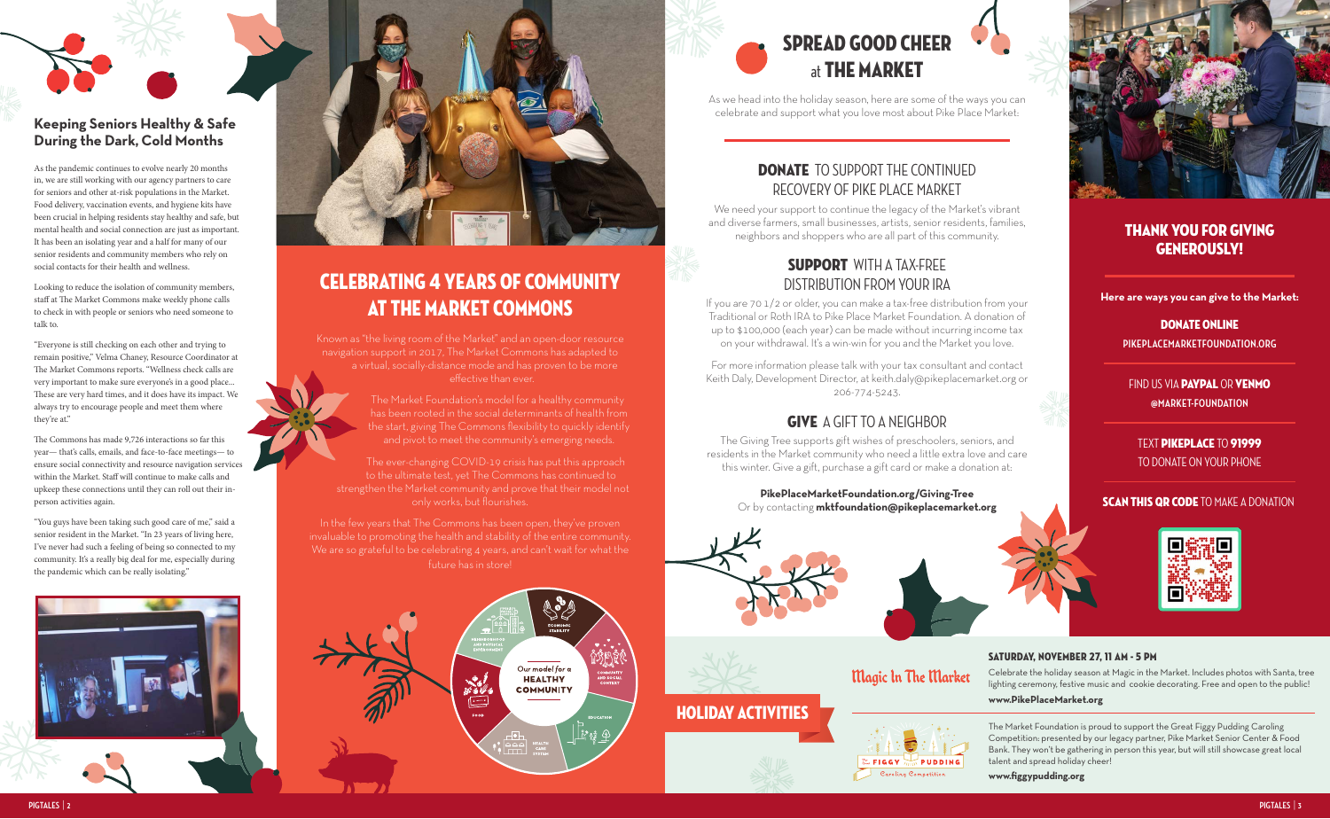## Keeping Seniors Healthy & Safe During the Dark, Cold Months

As the pandemic continues to evolve nearly 20 months in, we are still working with our agency partners to care for seniors and other at-risk populations in the Market. Food delivery, vaccination events, and hygiene kits have been crucial in helping residents stay healthy and safe, but mental health and social connection are just as important. It has been an isolating year and a half for many of our senior residents and community members who rely on social contacts for their health and wellness.

Looking to reduce the isolation of community members, staff at The Market Commons make weekly phone calls to check in with people or seniors who need someone to talk to.

"Everyone is still checking on each other and trying to remain positive," Velma Chaney, Resource Coordinator at The Market Commons reports. "Wellness check calls are very important to make sure everyone's in a good place... These are very hard times, and it does have its impact. We always try to encourage people and meet them where they're at."

The Commons has made 9,726 interactions so far this year— that's calls, emails, and face-to-face meetings— to ensure social connectivity and resource navigation services within the Market. Staff will continue to make calls and upkeep these connections until they can roll out their in-person activities again.

"You guys have been taking such good care of me," said a senior resident in the Market. "In 23 years of living here, I've never had such a feeling of being so connected to my community. It's a really big deal for me, especially during the pandemic which can be really isolating."

## CELEBRATING 4 YEARS OF COMMUNITY AT THE MARKET COMMONS

Known as "the living room of the Market" and an open-door resource navigation support in 2017, The Market Commons has adapted to a virtual, socially-distance mode and has proven to be more effective than ever.

The Market Foundation's model for a healthy community has been rooted in the social determinants of health from the start, giving The Commons flexibility to quickly identify and pivot to meet the community's emerging needs.

The ever-changing COVID-19 crisis has put this approach to the ultimate test, yet The Commons has continued to strengthen the Market community and prove that their model not only works, but flourishes.

In the few years that The Commons has been open, they've proven invaluable to promoting the health and stability of the entire community. We are so grateful to be celebrating 4 years, and can't wait for what the future has in store!

## SPREAD GOOD CHEER at THE MARKET

As we head into the holiday season, here are some of the ways you can celebrate and support what you love most about Pike Place Market:

### DONATE TO SUPPORT THE CONTINUED RECOVERY OF PIKE PLACE MARKET

We need your support to continue the legacy of the Market's vibrant and diverse farmers, small businesses, artists, senior residents, families, neighbors and shoppers who are all part of this community.

### SUPPORT WITH A TAX-FREE DISTRIBUTION FROM YOUR IRA

If you are 70 1/2 or older, you can make a tax-free distribution from your Traditional or Roth IRA to Pike Place Market Foundation. A donation of up to $100,000 (each year) can be made without incurring income tax on your withdrawal. It's a win-win for you and the Market you love.

For more information please talk with your tax consultant and contact Keith Daly, Development Director, at keith.daly@pikeplacemarket.org or 206-774-5243.

### GIVE A GIFT TO A NEIGHBOR

The Giving Tree supports gift wishes of preschoolers, seniors, and residents in the Market community who need a little extra love and care this winter. Give a gift, purchase a gift card or make a donation at:

**PikePlaceMarketFoundation.org/Giving-Tree**
Or by contacting **mktfoundation@pikeplacemarket.org**

## THANK YOU FOR GIVING GENEROUSLY!

**Here are ways you can give to the Market:**

**DONATE ONLINE**
PIKEPLACEMARKETFOUNDATION.ORG

FIND US VIA **PAYPAL** OR **VENMO**
@MARKET-FOUNDATION

TEXT **PIKEPLACE** TO **91999**
TO DONATE ON YOUR PHONE

**SCAN THIS QR CODE** TO MAKE A DONATION

## HOLIDAY ACTIVITIES

### Magic In The Market

**SATURDAY, NOVEMBER 27, 11 AM - 5 PM**

Celebrate the holiday season at Magic in the Market. Includes photos with Santa, tree lighting ceremony, festive music and cookie decorating. Free and open to the public!

**www.PikePlaceMarket.org**

### Figgy Pudding Caroling Competition

The Market Foundation is proud to support the Great Figgy Pudding Caroling Competition: presented by our legacy partner, Pike Market Senior Center & Food Bank. They won't be gathering in person this year, but will still showcase great local talent and spread holiday cheer!

**www.figgypudding.org**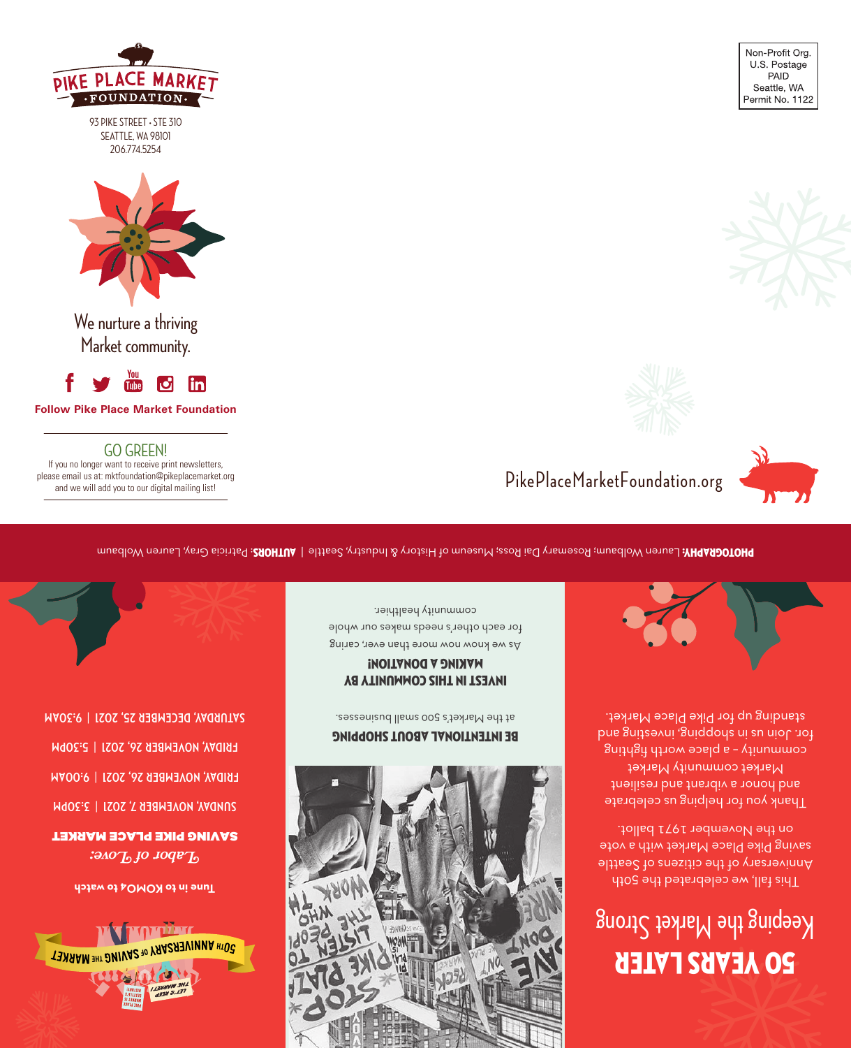**PIKE PLACE MARKET**
**· FOUNDATION ·**

93 PIKE STREET • STE 310
SEATTLE, WA 98101
206.774.5254

We nurture a thriving Market community.

**Follow Pike Place Market Foundation**

GO GREEN!
If you no longer want to receive print newsletters, please email us at: mktfoundation@pikeplacemarket.org and we will add you to our digital mailing list!

Non-Profit Org.
U.S. Postage
PAID
Seattle, WA
Permit No. 1122

PikePlaceMarketFoundation.org

**PHOTOGRAPHY:** Lauren Wolbaum, Rosemary Dai Ross; Museum of History & Industry, Seattle | **AUTHORS:** Patricia Gray, Lauren Wolbaum

# 50 YEARS LATER

## Keeping the Market Strong

This fall, we celebrated the 50th Anniversary of the citizens of Seattle saving Pike Place Market with a vote on the November 1971 ballot.

Thank you for helping us celebrate and honor a vibrant and resilient Market community – a place worth fighting for. Join us in shopping, investing and standing up for Pike Place Market.

**BE INTENTIONAL ABOUT SHOPPING**
at the Market's 500 small businesses.

**INVEST IN THIS COMMUNITY BY MAKING A DONATION!**
As we know now more than ever, caring for each other's needs makes our whole community healthier.

**Tune in to KOMO 4 to watch**

*Labor of Love:*
**SAVING PIKE PLACE MARKET**

SUNDAY, NOVEMBER 7, 2021 | 3:30PM

FRIDAY, NOVEMBER 26, 2021 | 9:00AM

FRIDAY, NOVEMBER 26, 2021 | 5:30PM

SATURDAY, DECEMBER 25, 2021 | 9:30AM